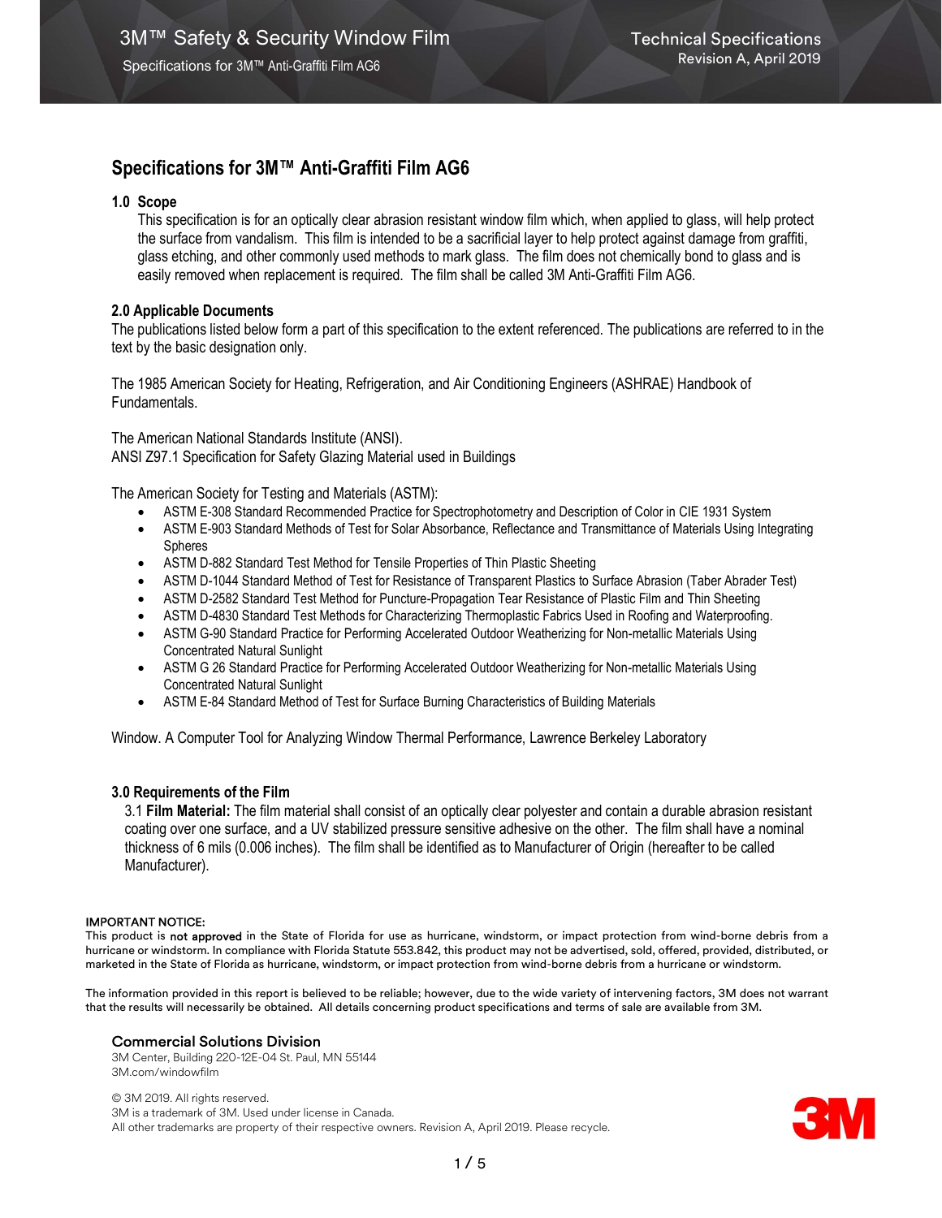# Specifications for 3M™ Anti-Graffiti Film AG6

## 1.0 Scope

This specification is for an optically clear abrasion resistant window film which, when applied to glass, will help protect the surface from vandalism. This film is intended to be a sacrificial layer to help protect against damage from graffiti, glass etching, and other commonly used methods to mark glass. The film does not chemically bond to glass and is easily removed when replacement is required. The film shall be called 3M Anti-Graffiti Film AG6.

## 2.0 Applicable Documents

The publications listed below form a part of this specification to the extent referenced. The publications are referred to in the text by the basic designation only.

The 1985 American Society for Heating, Refrigeration, and Air Conditioning Engineers (ASHRAE) Handbook of Fundamentals.

The American National Standards Institute (ANSI).
ANSI Z97.1 Specification for Safety Glazing Material used in Buildings

The American Society for Testing and Materials (ASTM):

- ASTM E-308 Standard Recommended Practice for Spectrophotometry and Description of Color in CIE 1931 System
- ASTM E-903 Standard Methods of Test for Solar Absorbance, Reflectance and Transmittance of Materials Using Integrating Spheres
- ASTM D-882 Standard Test Method for Tensile Properties of Thin Plastic Sheeting
- ASTM D-1044 Standard Method of Test for Resistance of Transparent Plastics to Surface Abrasion (Taber Abrader Test)
- ASTM D-2582 Standard Test Method for Puncture-Propagation Tear Resistance of Plastic Film and Thin Sheeting
- ASTM D-4830 Standard Test Methods for Characterizing Thermoplastic Fabrics Used in Roofing and Waterproofing.
- ASTM G-90 Standard Practice for Performing Accelerated Outdoor Weatherizing for Non-metallic Materials Using Concentrated Natural Sunlight
- ASTM G 26 Standard Practice for Performing Accelerated Outdoor Weatherizing for Non-metallic Materials Using Concentrated Natural Sunlight
- ASTM E-84 Standard Method of Test for Surface Burning Characteristics of Building Materials

Window. A Computer Tool for Analyzing Window Thermal Performance, Lawrence Berkeley Laboratory

## 3.0 Requirements of the Film

3.1 **Film Material:** The film material shall consist of an optically clear polyester and contain a durable abrasion resistant coating over one surface, and a UV stabilized pressure sensitive adhesive on the other. The film shall have a nominal thickness of 6 mils (0.006 inches). The film shall be identified as to Manufacturer of Origin (hereafter to be called Manufacturer).

**IMPORTANT NOTICE:**
This product is **not approved** in the State of Florida for use as hurricane, windstorm, or impact protection from wind-borne debris from a hurricane or windstorm. In compliance with Florida Statute 553.842, this product may not be advertised, sold, offered, provided, distributed, or marketed in the State of Florida as hurricane, windstorm, or impact protection from wind-borne debris from a hurricane or windstorm.

The information provided in this report is believed to be reliable; however, due to the wide variety of intervening factors, 3M does not warrant that the results will necessarily be obtained. All details concerning product specifications and terms of sale are available from 3M.

**Commercial Solutions Division**
3M Center, Building 220-12E-04 St. Paul, MN 55144
3M.com/windowfilm

© 3M 2019. All rights reserved.
3M is a trademark of 3M. Used under license in Canada.
All other trademarks are property of their respective owners. Revision A, April 2019. Please recycle.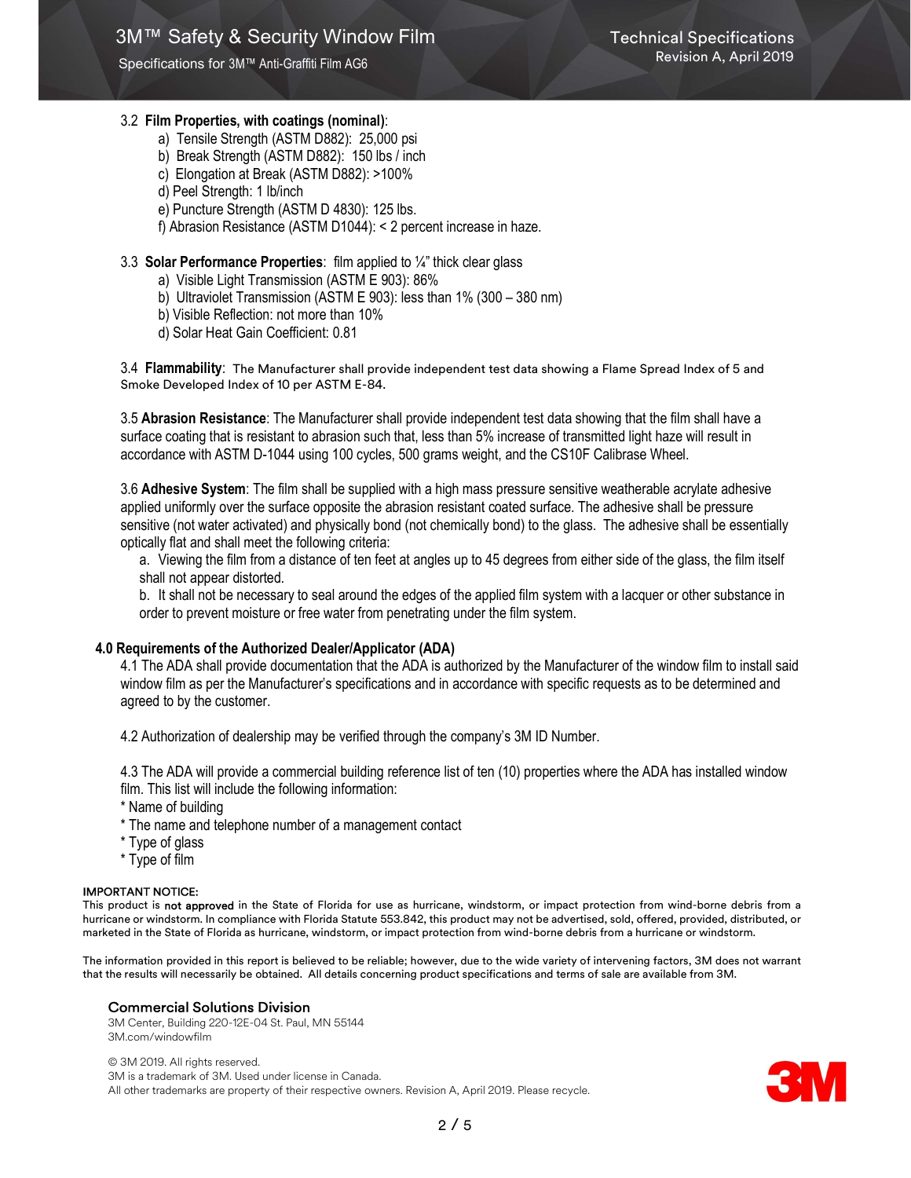3.2 **Film Properties, with coatings (nominal)**:

a) Tensile Strength (ASTM D882): 25,000 psi
b) Break Strength (ASTM D882): 150 lbs / inch
c) Elongation at Break (ASTM D882): >100%
d) Peel Strength: 1 lb/inch
e) Puncture Strength (ASTM D 4830): 125 lbs.
f) Abrasion Resistance (ASTM D1044): < 2 percent increase in haze.

3.3 **Solar Performance Properties**: film applied to ¼" thick clear glass

a) Visible Light Transmission (ASTM E 903): 86%
b) Ultraviolet Transmission (ASTM E 903): less than 1% (300 – 380 nm)
b) Visible Reflection: not more than 10%
d) Solar Heat Gain Coefficient: 0.81

3.4 **Flammability**: The Manufacturer shall provide independent test data showing a Flame Spread Index of 5 and Smoke Developed Index of 10 per ASTM E-84.

3.5 **Abrasion Resistance**: The Manufacturer shall provide independent test data showing that the film shall have a surface coating that is resistant to abrasion such that, less than 5% increase of transmitted light haze will result in accordance with ASTM D-1044 using 100 cycles, 500 grams weight, and the CS10F Calibrase Wheel.

3.6 **Adhesive System**: The film shall be supplied with a high mass pressure sensitive weatherable acrylate adhesive applied uniformly over the surface opposite the abrasion resistant coated surface. The adhesive shall be pressure sensitive (not water activated) and physically bond (not chemically bond) to the glass. The adhesive shall be essentially optically flat and shall meet the following criteria:

a. Viewing the film from a distance of ten feet at angles up to 45 degrees from either side of the glass, the film itself shall not appear distorted.

b. It shall not be necessary to seal around the edges of the applied film system with a lacquer or other substance in order to prevent moisture or free water from penetrating under the film system.

## 4.0 Requirements of the Authorized Dealer/Applicator (ADA)

4.1 The ADA shall provide documentation that the ADA is authorized by the Manufacturer of the window film to install said window film as per the Manufacturer's specifications and in accordance with specific requests as to be determined and agreed to by the customer.

4.2 Authorization of dealership may be verified through the company's 3M ID Number.

4.3 The ADA will provide a commercial building reference list of ten (10) properties where the ADA has installed window film. This list will include the following information:

* Name of building
* The name and telephone number of a management contact
* Type of glass
* Type of film

**IMPORTANT NOTICE:**
This product is **not approved** in the State of Florida for use as hurricane, windstorm, or impact protection from wind-borne debris from a hurricane or windstorm. In compliance with Florida Statute 553.842, this product may not be advertised, sold, offered, provided, distributed, or marketed in the State of Florida as hurricane, windstorm, or impact protection from wind-borne debris from a hurricane or windstorm.

The information provided in this report is believed to be reliable; however, due to the wide variety of intervening factors, 3M does not warrant that the results will necessarily be obtained. All details concerning product specifications and terms of sale are available from 3M.

**Commercial Solutions Division**
3M Center, Building 220-12E-04 St. Paul, MN 55144
3M.com/windowfilm

© 3M 2019. All rights reserved.
3M is a trademark of 3M. Used under license in Canada.
All other trademarks are property of their respective owners. Revision A, April 2019. Please recycle.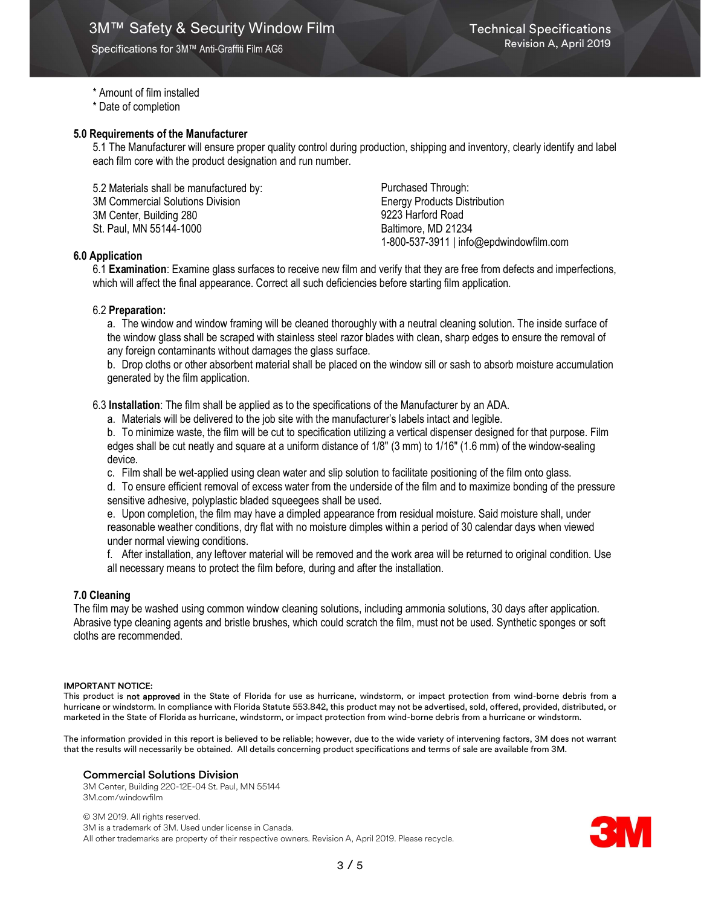* Amount of film installed
* Date of completion

**5.0 Requirements of the Manufacturer**

5.1 The Manufacturer will ensure proper quality control during production, shipping and inventory, clearly identify and label each film core with the product designation and run number.

5.2 Materials shall be manufactured by:
3M Commercial Solutions Division
3M Center, Building 280
St. Paul, MN 55144-1000

Purchased Through:
Energy Products Distribution
9223 Harford Road
Baltimore, MD 21234
1-800-537-3911 | info@epdwindowfilm.com

**6.0 Application**

6.1 **Examination**: Examine glass surfaces to receive new film and verify that they are free from defects and imperfections, which will affect the final appearance. Correct all such deficiencies before starting film application.

6.2 **Preparation:**

a. The window and window framing will be cleaned thoroughly with a neutral cleaning solution. The inside surface of the window glass shall be scraped with stainless steel razor blades with clean, sharp edges to ensure the removal of any foreign contaminants without damages the glass surface.

b. Drop cloths or other absorbent material shall be placed on the window sill or sash to absorb moisture accumulation generated by the film application.

6.3 **Installation**: The film shall be applied as to the specifications of the Manufacturer by an ADA.

a. Materials will be delivered to the job site with the manufacturer's labels intact and legible.

b. To minimize waste, the film will be cut to specification utilizing a vertical dispenser designed for that purpose. Film edges shall be cut neatly and square at a uniform distance of 1/8" (3 mm) to 1/16" (1.6 mm) of the window-sealing device.

c. Film shall be wet-applied using clean water and slip solution to facilitate positioning of the film onto glass.

d. To ensure efficient removal of excess water from the underside of the film and to maximize bonding of the pressure sensitive adhesive, polyplastic bladed squeegees shall be used.

e. Upon completion, the film may have a dimpled appearance from residual moisture. Said moisture shall, under reasonable weather conditions, dry flat with no moisture dimples within a period of 30 calendar days when viewed under normal viewing conditions.

f. After installation, any leftover material will be removed and the work area will be returned to original condition. Use all necessary means to protect the film before, during and after the installation.

**7.0 Cleaning**

The film may be washed using common window cleaning solutions, including ammonia solutions, 30 days after application. Abrasive type cleaning agents and bristle brushes, which could scratch the film, must not be used. Synthetic sponges or soft cloths are recommended.

**IMPORTANT NOTICE:**

This product is **not approved** in the State of Florida for use as hurricane, windstorm, or impact protection from wind-borne debris from a hurricane or windstorm. In compliance with Florida Statute 553.842, this product may not be advertised, sold, offered, provided, distributed, or marketed in the State of Florida as hurricane, windstorm, or impact protection from wind-borne debris from a hurricane or windstorm.

The information provided in this report is believed to be reliable; however, due to the wide variety of intervening factors, 3M does not warrant that the results will necessarily be obtained. All details concerning product specifications and terms of sale are available from 3M.

**Commercial Solutions Division**
3M Center, Building 220-12E-04 St. Paul, MN 55144
3M.com/windowfilm

© 3M 2019. All rights reserved.
3M is a trademark of 3M. Used under license in Canada.
All other trademarks are property of their respective owners. Revision A, April 2019. Please recycle.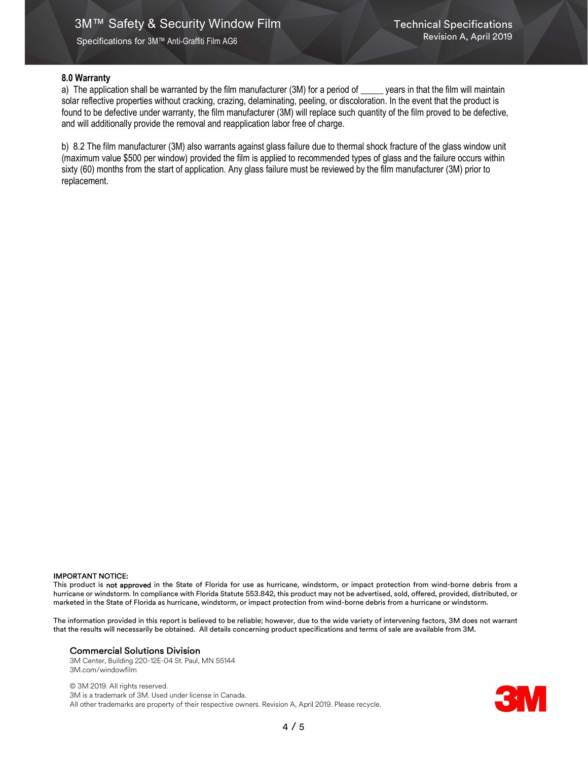## 8.0 Warranty

a) The application shall be warranted by the film manufacturer (3M) for a period of _____ years in that the film will maintain solar reflective properties without cracking, crazing, delaminating, peeling, or discoloration. In the event that the product is found to be defective under warranty, the film manufacturer (3M) will replace such quantity of the film proved to be defective, and will additionally provide the removal and reapplication labor free of charge.

b) 8.2 The film manufacturer (3M) also warrants against glass failure due to thermal shock fracture of the glass window unit (maximum value $500 per window) provided the film is applied to recommended types of glass and the failure occurs within sixty (60) months from the start of application. Any glass failure must be reviewed by the film manufacturer (3M) prior to replacement.

**IMPORTANT NOTICE:**
This product is **not approved** in the State of Florida for use as hurricane, windstorm, or impact protection from wind-borne debris from a hurricane or windstorm. In compliance with Florida Statute 553.842, this product may not be advertised, sold, offered, provided, distributed, or marketed in the State of Florida as hurricane, windstorm, or impact protection from wind-borne debris from a hurricane or windstorm.

The information provided in this report is believed to be reliable; however, due to the wide variety of intervening factors, 3M does not warrant that the results will necessarily be obtained. All details concerning product specifications and terms of sale are available from 3M.

**Commercial Solutions Division**
3M Center, Building 220-12E-04 St. Paul, MN 55144
3M.com/windowfilm

© 3M 2019. All rights reserved.
3M is a trademark of 3M. Used under license in Canada.
All other trademarks are property of their respective owners. Revision A, April 2019. Please recycle.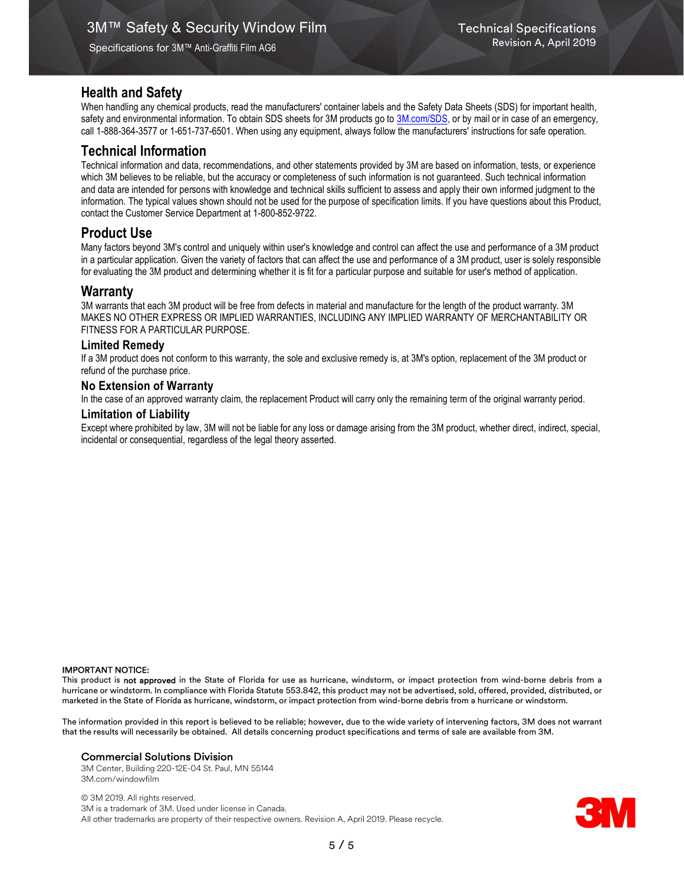## Health and Safety

When handling any chemical products, read the manufacturers' container labels and the Safety Data Sheets (SDS) for important health, safety and environmental information. To obtain SDS sheets for 3M products go to 3M.com/SDS, or by mail or in case of an emergency, call 1-888-364-3577 or 1-651-737-6501. When using any equipment, always follow the manufacturers' instructions for safe operation.

## Technical Information

Technical information and data, recommendations, and other statements provided by 3M are based on information, tests, or experience which 3M believes to be reliable, but the accuracy or completeness of such information is not guaranteed. Such technical information and data are intended for persons with knowledge and technical skills sufficient to assess and apply their own informed judgment to the information. The typical values shown should not be used for the purpose of specification limits. If you have questions about this Product, contact the Customer Service Department at 1-800-852-9722.

## Product Use

Many factors beyond 3M's control and uniquely within user's knowledge and control can affect the use and performance of a 3M product in a particular application. Given the variety of factors that can affect the use and performance of a 3M product, user is solely responsible for evaluating the 3M product and determining whether it is fit for a particular purpose and suitable for user's method of application.

## Warranty

3M warrants that each 3M product will be free from defects in material and manufacture for the length of the product warranty. 3M MAKES NO OTHER EXPRESS OR IMPLIED WARRANTIES, INCLUDING ANY IMPLIED WARRANTY OF MERCHANTABILITY OR FITNESS FOR A PARTICULAR PURPOSE.

### Limited Remedy

If a 3M product does not conform to this warranty, the sole and exclusive remedy is, at 3M's option, replacement of the 3M product or refund of the purchase price.

### No Extension of Warranty

In the case of an approved warranty claim, the replacement Product will carry only the remaining term of the original warranty period.

### Limitation of Liability

Except where prohibited by law, 3M will not be liable for any loss or damage arising from the 3M product, whether direct, indirect, special, incidental or consequential, regardless of the legal theory asserted.

**IMPORTANT NOTICE:**
This product is **not approved** in the State of Florida for use as hurricane, windstorm, or impact protection from wind-borne debris from a hurricane or windstorm. In compliance with Florida Statute 553.842, this product may not be advertised, sold, offered, provided, distributed, or marketed in the State of Florida as hurricane, windstorm, or impact protection from wind-borne debris from a hurricane or windstorm.

The information provided in this report is believed to be reliable; however, due to the wide variety of intervening factors, 3M does not warrant that the results will necessarily be obtained. All details concerning product specifications and terms of sale are available from 3M.

**Commercial Solutions Division**
3M Center, Building 220-12E-04 St. Paul, MN 55144
3M.com/windowfilm

© 3M 2019. All rights reserved.
3M is a trademark of 3M. Used under license in Canada.
All other trademarks are property of their respective owners. Revision A, April 2019. Please recycle.